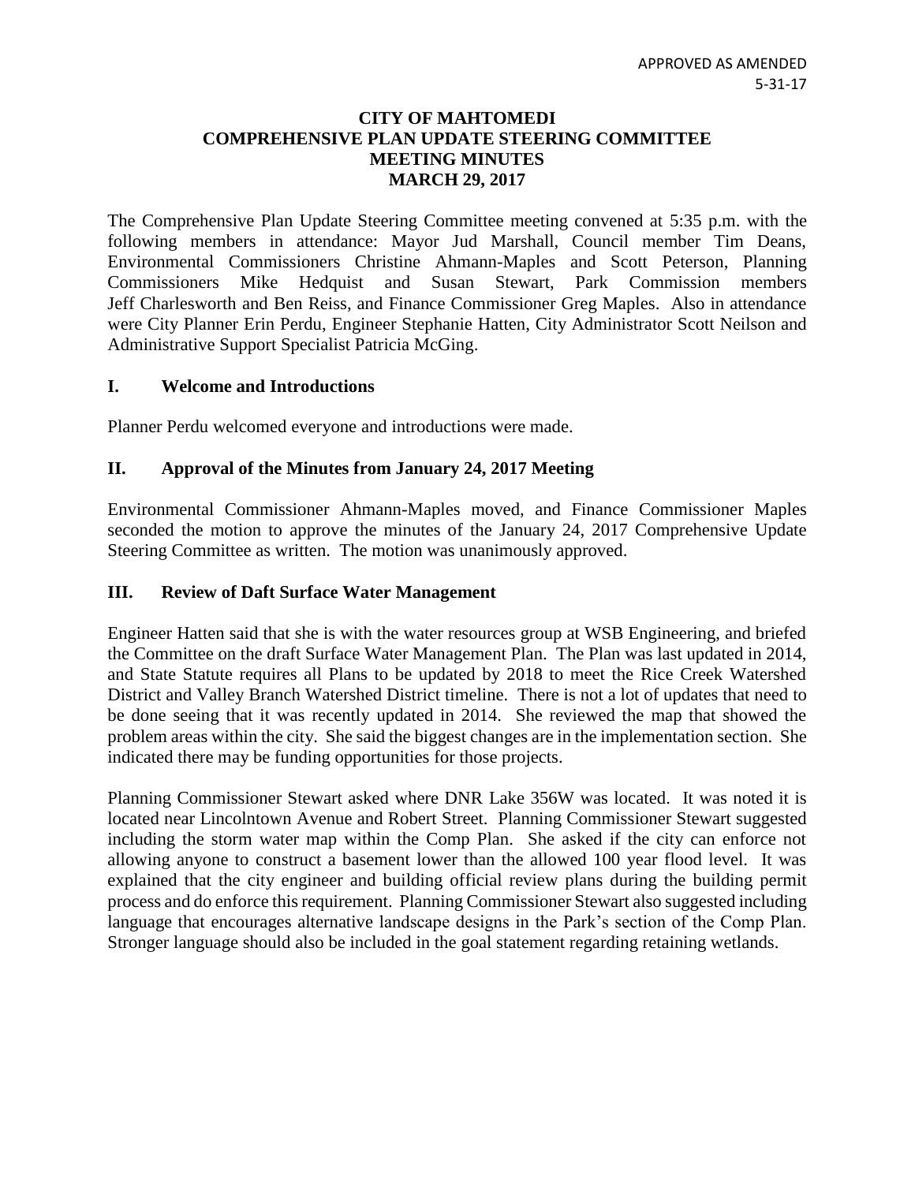APPROVED AS AMENDED
5-31-17

# CITY OF MAHTOMEDI
# COMPREHENSIVE PLAN UPDATE STEERING COMMITTEE
# MEETING MINUTES
# MARCH 29, 2017

The Comprehensive Plan Update Steering Committee meeting convened at 5:35 p.m. with the following members in attendance: Mayor Jud Marshall, Council member Tim Deans, Environmental Commissioners Christine Ahmann-Maples and Scott Peterson, Planning Commissioners Mike Hedquist and Susan Stewart, Park Commission members Jeff Charlesworth and Ben Reiss, and Finance Commissioner Greg Maples. Also in attendance were City Planner Erin Perdu, Engineer Stephanie Hatten, City Administrator Scott Neilson and Administrative Support Specialist Patricia McGing.

## I. Welcome and Introductions

Planner Perdu welcomed everyone and introductions were made.

## II. Approval of the Minutes from January 24, 2017 Meeting

Environmental Commissioner Ahmann-Maples moved, and Finance Commissioner Maples seconded the motion to approve the minutes of the January 24, 2017 Comprehensive Update Steering Committee as written. The motion was unanimously approved.

## III. Review of Daft Surface Water Management

Engineer Hatten said that she is with the water resources group at WSB Engineering, and briefed the Committee on the draft Surface Water Management Plan. The Plan was last updated in 2014, and State Statute requires all Plans to be updated by 2018 to meet the Rice Creek Watershed District and Valley Branch Watershed District timeline. There is not a lot of updates that need to be done seeing that it was recently updated in 2014. She reviewed the map that showed the problem areas within the city. She said the biggest changes are in the implementation section. She indicated there may be funding opportunities for those projects.

Planning Commissioner Stewart asked where DNR Lake 356W was located. It was noted it is located near Lincolntown Avenue and Robert Street. Planning Commissioner Stewart suggested including the storm water map within the Comp Plan. She asked if the city can enforce not allowing anyone to construct a basement lower than the allowed 100 year flood level. It was explained that the city engineer and building official review plans during the building permit process and do enforce this requirement. Planning Commissioner Stewart also suggested including language that encourages alternative landscape designs in the Park's section of the Comp Plan. Stronger language should also be included in the goal statement regarding retaining wetlands.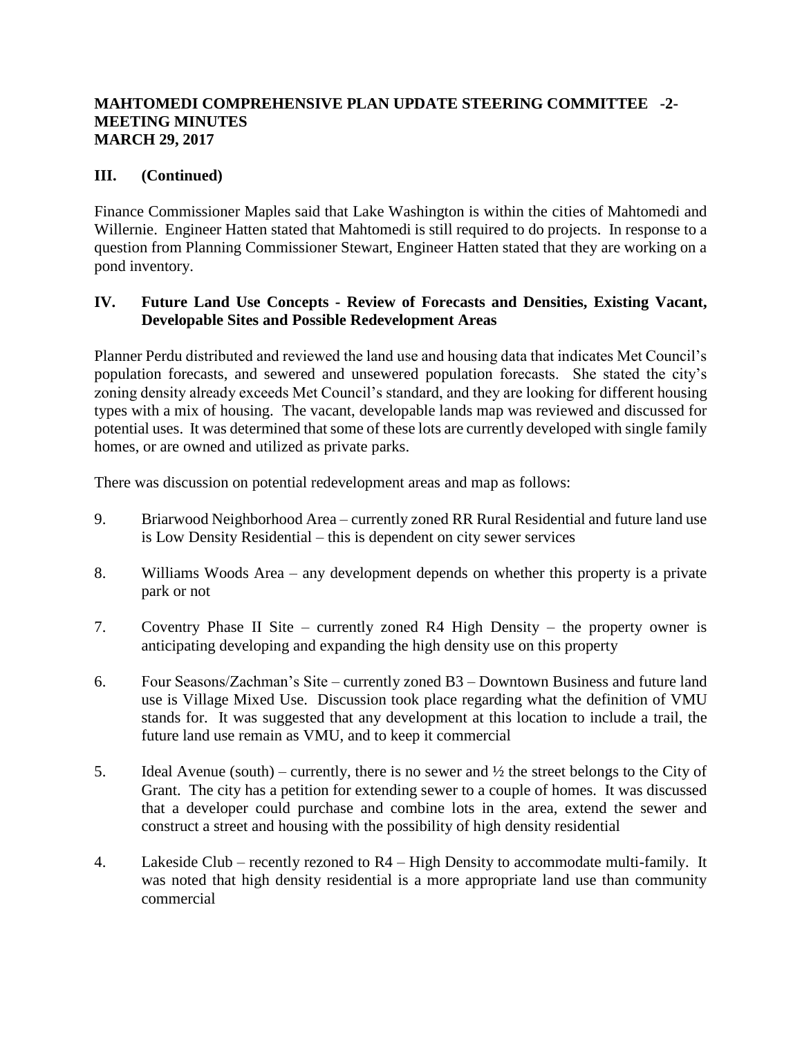**MAHTOMEDI COMPREHENSIVE PLAN UPDATE STEERING COMMITTEE -2-**
**MEETING MINUTES**
**MARCH 29, 2017**

## III. (Continued)

Finance Commissioner Maples said that Lake Washington is within the cities of Mahtomedi and Willernie. Engineer Hatten stated that Mahtomedi is still required to do projects. In response to a question from Planning Commissioner Stewart, Engineer Hatten stated that they are working on a pond inventory.

## IV. Future Land Use Concepts - Review of Forecasts and Densities, Existing Vacant, Developable Sites and Possible Redevelopment Areas

Planner Perdu distributed and reviewed the land use and housing data that indicates Met Council's population forecasts, and sewered and unsewered population forecasts. She stated the city's zoning density already exceeds Met Council's standard, and they are looking for different housing types with a mix of housing. The vacant, developable lands map was reviewed and discussed for potential uses. It was determined that some of these lots are currently developed with single family homes, or are owned and utilized as private parks.

There was discussion on potential redevelopment areas and map as follows:

9. Briarwood Neighborhood Area – currently zoned RR Rural Residential and future land use is Low Density Residential – this is dependent on city sewer services

8. Williams Woods Area – any development depends on whether this property is a private park or not

7. Coventry Phase II Site – currently zoned R4 High Density – the property owner is anticipating developing and expanding the high density use on this property

6. Four Seasons/Zachman's Site – currently zoned B3 – Downtown Business and future land use is Village Mixed Use. Discussion took place regarding what the definition of VMU stands for. It was suggested that any development at this location to include a trail, the future land use remain as VMU, and to keep it commercial

5. Ideal Avenue (south) – currently, there is no sewer and ½ the street belongs to the City of Grant. The city has a petition for extending sewer to a couple of homes. It was discussed that a developer could purchase and combine lots in the area, extend the sewer and construct a street and housing with the possibility of high density residential

4. Lakeside Club – recently rezoned to R4 – High Density to accommodate multi-family. It was noted that high density residential is a more appropriate land use than community commercial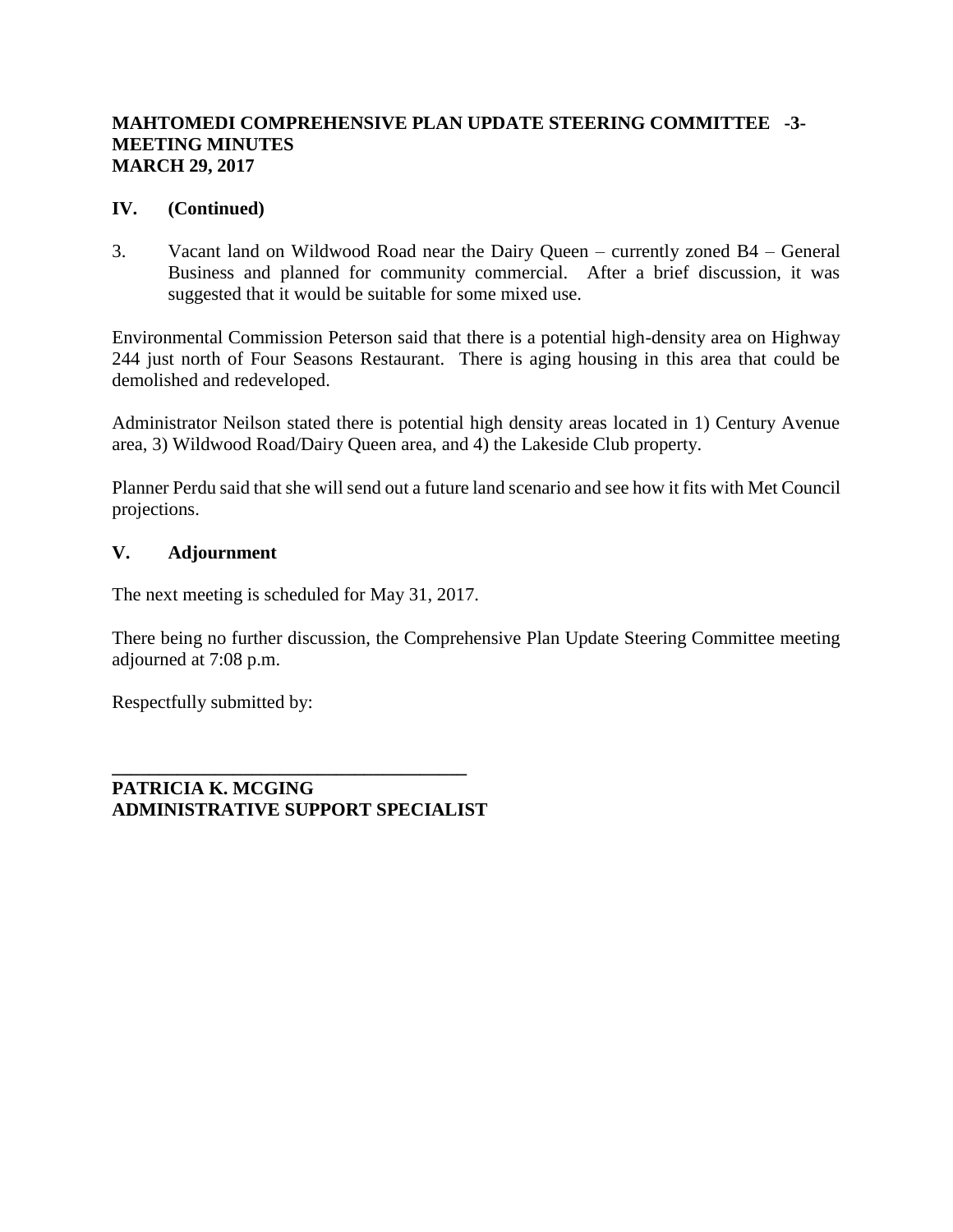**MAHTOMEDI COMPREHENSIVE PLAN UPDATE STEERING COMMITTEE -3-**
**MEETING MINUTES**
**MARCH 29, 2017**

## IV. (Continued)

3. Vacant land on Wildwood Road near the Dairy Queen – currently zoned B4 – General Business and planned for community commercial. After a brief discussion, it was suggested that it would be suitable for some mixed use.

Environmental Commission Peterson said that there is a potential high-density area on Highway 244 just north of Four Seasons Restaurant. There is aging housing in this area that could be demolished and redeveloped.

Administrator Neilson stated there is potential high density areas located in 1) Century Avenue area, 3) Wildwood Road/Dairy Queen area, and 4) the Lakeside Club property.

Planner Perdu said that she will send out a future land scenario and see how it fits with Met Council projections.

## V. Adjournment

The next meeting is scheduled for May 31, 2017.

There being no further discussion, the Comprehensive Plan Update Steering Committee meeting adjourned at 7:08 p.m.

Respectfully submitted by:

______________________________________

**PATRICIA K. MCGING**
**ADMINISTRATIVE SUPPORT SPECIALIST**